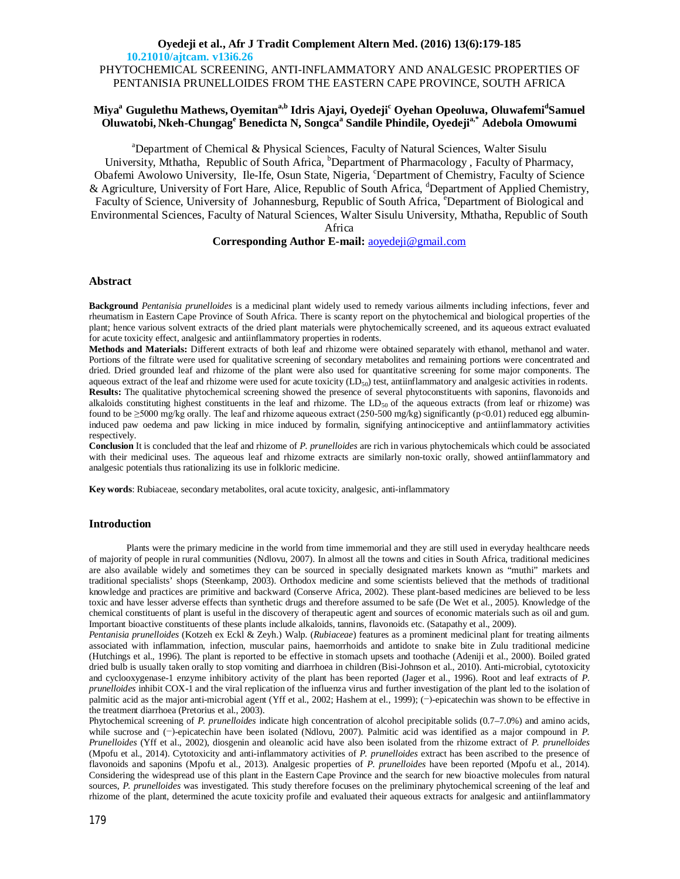10.21010/ajtcam. v13i6.26

# PHYTOCHEMICAL SCREENING, ANTI-INFLAMMATORY AND ANALGESIC PROPERTIES OF PENTANISIA PRUNELLOIDES FROM THE EASTERN CAPE PROVINCE, SOUTH AFRICA

**Miya[a] Gugulethu Mathews, Oyemitan[a,b] Idris Ajayi, Oyedeji[c] Oyehan Opeoluwa, Oluwafemi[d] Samuel Oluwatobi, Nkeh-Chungag[e] Benedicta N, Songca[a] Sandile Phindile, Oyedeji[a,*] Adebola Omowumi**

[a]Department of Chemical & Physical Sciences, Faculty of Natural Sciences, Walter Sisulu University, Mthatha, Republic of South Africa, [b]Department of Pharmacology , Faculty of Pharmacy, Obafemi Awolowo University, Ile-Ife, Osun State, Nigeria, [c]Department of Chemistry, Faculty of Science & Agriculture, University of Fort Hare, Alice, Republic of South Africa, [d]Department of Applied Chemistry, Faculty of Science, University of Johannesburg, Republic of South Africa, [e]Department of Biological and Environmental Sciences, Faculty of Natural Sciences, Walter Sisulu University, Mthatha, Republic of South Africa

**Corresponding Author E-mail:** aoyedeji@gmail.com

## Abstract

**Background** *Pentanisia prunelloides* is a medicinal plant widely used to remedy various ailments including infections, fever and rheumatism in Eastern Cape Province of South Africa. There is scanty report on the phytochemical and biological properties of the plant; hence various solvent extracts of the dried plant materials were phytochemically screened, and its aqueous extract evaluated for acute toxicity effect, analgesic and antiinflammatory properties in rodents.

**Methods and Materials:** Different extracts of both leaf and rhizome were obtained separately with ethanol, methanol and water. Portions of the filtrate were used for qualitative screening of secondary metabolites and remaining portions were concentrated and dried. Dried grounded leaf and rhizome of the plant were also used for quantitative screening for some major components. The aqueous extract of the leaf and rhizome were used for acute toxicity ($LD_{50}$) test, antiinflammatory and analgesic activities in rodents.

**Results:** The qualitative phytochemical screening showed the presence of several phytoconstituents with saponins, flavonoids and alkaloids constituting highest constituents in the leaf and rhizome. The $LD_{50}$ of the aqueous extracts (from leaf or rhizome) was found to be ≥5000 mg/kg orally. The leaf and rhizome aqueous extract (250-500 mg/kg) significantly ($p<0.01$) reduced egg albumin-induced paw oedema and paw licking in mice induced by formalin, signifying antinociceptive and antiinflammatory activities respectively.

**Conclusion** It is concluded that the leaf and rhizome of *P. prunelloides* are rich in various phytochemicals which could be associated with their medicinal uses. The aqueous leaf and rhizome extracts are similarly non-toxic orally, showed antiinflammatory and analgesic potentials thus rationalizing its use in folkloric medicine.

**Key words**: Rubiaceae, secondary metabolites, oral acute toxicity, analgesic, anti-inflammatory

## Introduction

Plants were the primary medicine in the world from time immemorial and they are still used in everyday healthcare needs of majority of people in rural communities (Ndlovu, 2007). In almost all the towns and cities in South Africa, traditional medicines are also available widely and sometimes they can be sourced in specially designated markets known as "muthi" markets and traditional specialists' shops (Steenkamp, 2003). Orthodox medicine and some scientists believed that the methods of traditional knowledge and practices are primitive and backward (Conserve Africa, 2002). These plant-based medicines are believed to be less toxic and have lesser adverse effects than synthetic drugs and therefore assumed to be safe (De Wet et al., 2005). Knowledge of the chemical constituents of plant is useful in the discovery of therapeutic agent and sources of economic materials such as oil and gum. Important bioactive constituents of these plants include alkaloids, tannins, flavonoids etc. (Satapathy et al., 2009).

*Pentanisia prunelloides* (Kotzeh ex Eckl & Zeyh.) Walp. (*Rubiaceae*) features as a prominent medicinal plant for treating ailments associated with inflammation, infection, muscular pains, haemorrhoids and antidote to snake bite in Zulu traditional medicine (Hutchings et al., 1996). The plant is reported to be effective in stomach upsets and toothache (Adeniji et al., 2000). Boiled grated dried bulb is usually taken orally to stop vomiting and diarrhoea in children (Bisi-Johnson et al., 2010). Anti-microbial, cytotoxicity and cyclooxygenase-1 enzyme inhibitory activity of the plant has been reported (Jager et al., 1996). Root and leaf extracts of *P. prunelloides* inhibit COX-1 and the viral replication of the influenza virus and further investigation of the plant led to the isolation of palmitic acid as the major anti-microbial agent (Yff et al., 2002; Hashem at el., 1999); (−)-epicatechin was shown to be effective in the treatment diarrhoea (Pretorius et al., 2003).

Phytochemical screening of *P. prunelloides* indicate high concentration of alcohol precipitable solids (0.7–7.0%) and amino acids, while sucrose and (−)-epicatechin have been isolated (Ndlovu, 2007). Palmitic acid was identified as a major compound in *P. Prunelloides* (Yff et al., 2002), diosgenin and oleanolic acid have also been isolated from the rhizome extract of *P. prunelloides* (Mpofu et al., 2014). Cytotoxicity and anti-inflammatory activities of *P. prunelloides* extract has been ascribed to the presence of flavonoids and saponins (Mpofu et al., 2013). Analgesic properties of *P. prunelloides* have been reported (Mpofu et al., 2014). Considering the widespread use of this plant in the Eastern Cape Province and the search for new bioactive molecules from natural sources, *P. prunelloides* was investigated. This study therefore focuses on the preliminary phytochemical screening of the leaf and rhizome of the plant, determined the acute toxicity profile and evaluated their aqueous extracts for analgesic and antiinflammatory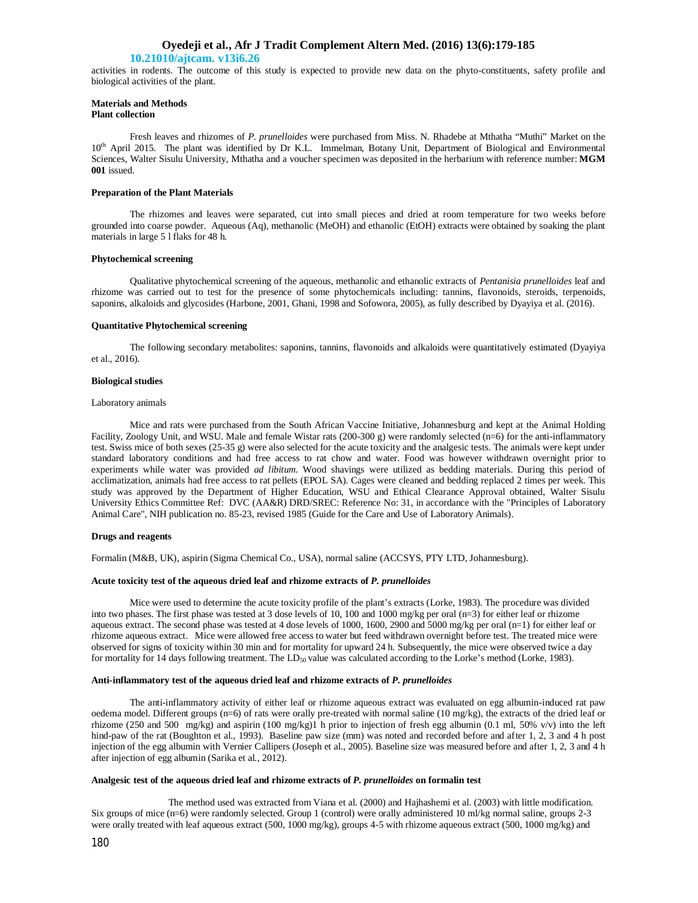activities in rodents. The outcome of this study is expected to provide new data on the phyto-constituents, safety profile and biological activities of the plant.

## Materials and Methods

### Plant collection

Fresh leaves and rhizomes of *P. prunelloides* were purchased from Miss. N. Rhadebe at Mthatha "Muthi" Market on the 10th April 2015. The plant was identified by Dr K.L. Immelman, Botany Unit, Department of Biological and Environmental Sciences, Walter Sisulu University, Mthatha and a voucher specimen was deposited in the herbarium with reference number: **MGM 001** issued.

### Preparation of the Plant Materials

The rhizomes and leaves were separated, cut into small pieces and dried at room temperature for two weeks before grounded into coarse powder. Aqueous (Aq), methanolic (MeOH) and ethanolic (EtOH) extracts were obtained by soaking the plant materials in large 5 l flaks for 48 h.

### Phytochemical screening

Qualitative phytochemical screening of the aqueous, methanolic and ethanolic extracts of *Pentanisia prunelloides* leaf and rhizome was carried out to test for the presence of some phytochemicals including: tannins, flavonoids, steroids, terpenoids, saponins, alkaloids and glycosides (Harbone, 2001, Ghani, 1998 and Sofowora, 2005), as fully described by Dyayiya et al. (2016).

### Quantitative Phytochemical screening

The following secondary metabolites: saponins, tannins, flavonoids and alkaloids were quantitatively estimated (Dyayiya et al., 2016).

### Biological studies

Laboratory animals

Mice and rats were purchased from the South African Vaccine Initiative, Johannesburg and kept at the Animal Holding Facility, Zoology Unit, and WSU. Male and female Wistar rats (200-300 g) were randomly selected (n=6) for the anti-inflammatory test. Swiss mice of both sexes (25-35 g) were also selected for the acute toxicity and the analgesic tests. The animals were kept under standard laboratory conditions and had free access to rat chow and water. Food was however withdrawn overnight prior to experiments while water was provided *ad libitum*. Wood shavings were utilized as bedding materials. During this period of acclimatization, animals had free access to rat pellets (EPOL SA). Cages were cleaned and bedding replaced 2 times per week. This study was approved by the Department of Higher Education, WSU and Ethical Clearance Approval obtained, Walter Sisulu University Ethics Committee Ref: DVC (AA&R) DRD/SREC: Reference No: 31, in accordance with the "Principles of Laboratory Animal Care", NIH publication no. 85-23, revised 1985 (Guide for the Care and Use of Laboratory Animals).

### Drugs and reagents

Formalin (M&B, UK), aspirin (Sigma Chemical Co., USA), normal saline (ACCSYS, PTY LTD, Johannesburg).

### Acute toxicity test of the aqueous dried leaf and rhizome extracts of *P. prunelloides*

Mice were used to determine the acute toxicity profile of the plant's extracts (Lorke, 1983). The procedure was divided into two phases. The first phase was tested at 3 dose levels of 10, 100 and 1000 mg/kg per oral (n=3) for either leaf or rhizome aqueous extract. The second phase was tested at 4 dose levels of 1000, 1600, 2900 and 5000 mg/kg per oral (n=1) for either leaf or rhizome aqueous extract. Mice were allowed free access to water but feed withdrawn overnight before test. The treated mice were observed for signs of toxicity within 30 min and for mortality for upward 24 h. Subsequently, the mice were observed twice a day for mortality for 14 days following treatment. The $LD_{50}$ value was calculated according to the Lorke's method (Lorke, 1983).

### Anti-inflammatory test of the aqueous dried leaf and rhizome extracts of *P. prunelloides*

The anti-inflammatory activity of either leaf or rhizome aqueous extract was evaluated on egg albumin-induced rat paw oedema model. Different groups (n=6) of rats were orally pre-treated with normal saline (10 mg/kg), the extracts of the dried leaf or rhizome (250 and 500 mg/kg) and aspirin (100 mg/kg)1 h prior to injection of fresh egg albumin (0.1 ml, 50% v/v) into the left hind-paw of the rat (Boughton et al., 1993). Baseline paw size (mm) was noted and recorded before and after 1, 2, 3 and 4 h post injection of the egg albumin with Vernier Callipers (Joseph et al., 2005). Baseline size was measured before and after 1, 2, 3 and 4 h after injection of egg albumin (Sarika et al., 2012).

### Analgesic test of the aqueous dried leaf and rhizome extracts of *P. prunelloides* on formalin test

The method used was extracted from Viana et al. (2000) and Hajhashemi et al. (2003) with little modification. Six groups of mice (n=6) were randomly selected. Group 1 (control) were orally administered 10 ml/kg normal saline, groups 2-3 were orally treated with leaf aqueous extract (500, 1000 mg/kg), groups 4-5 with rhizome aqueous extract (500, 1000 mg/kg) and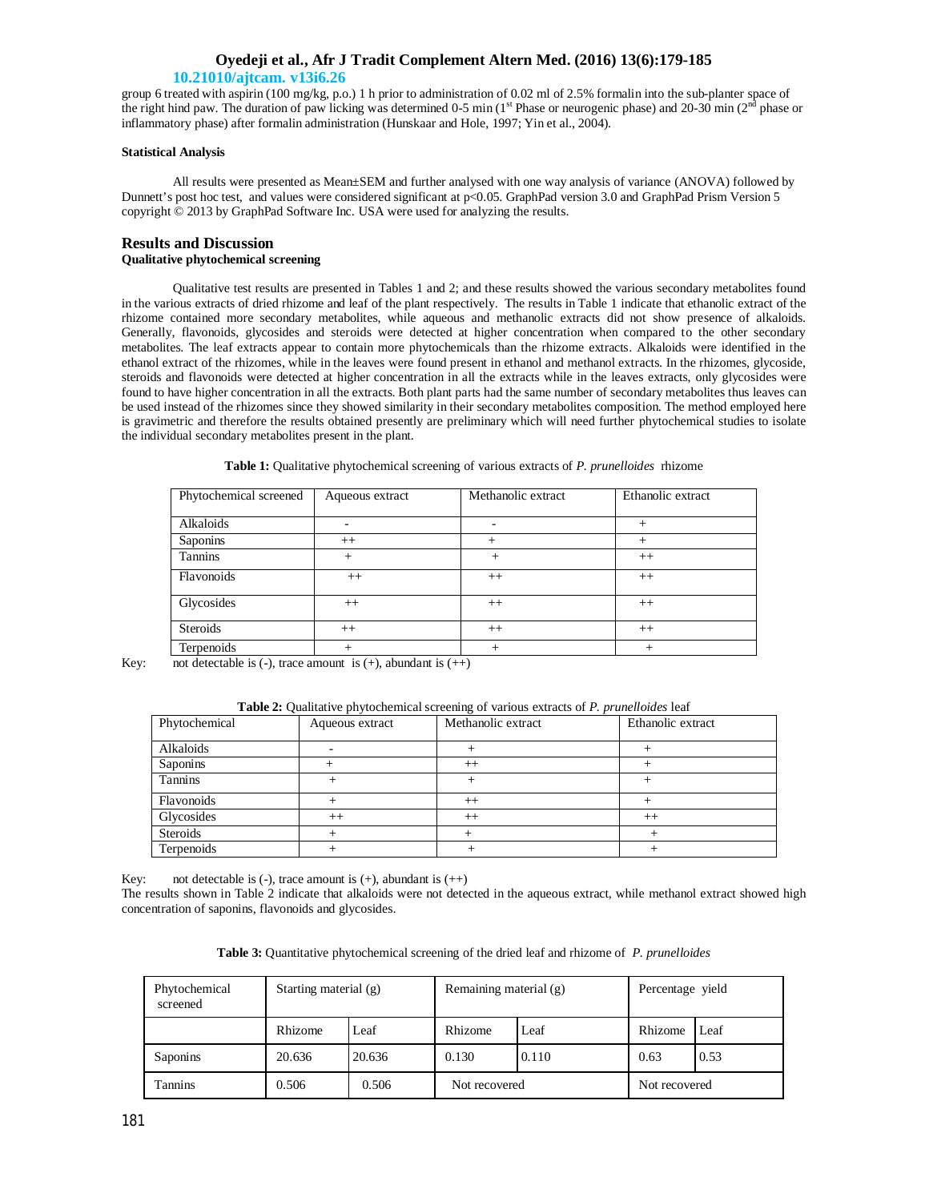group 6 treated with aspirin (100 mg/kg, p.o.) 1 h prior to administration of 0.02 ml of 2.5% formalin into the sub-planter space of the right hind paw. The duration of paw licking was determined 0-5 min (1st Phase or neurogenic phase) and 20-30 min (2nd phase or inflammatory phase) after formalin administration (Hunskaar and Hole, 1997; Yin et al., 2004).

#### Statistical Analysis

All results were presented as Mean±SEM and further analysed with one way analysis of variance (ANOVA) followed by Dunnett's post hoc test, and values were considered significant at $p<0.05$. GraphPad version 3.0 and GraphPad Prism Version 5 copyright © 2013 by GraphPad Software Inc. USA were used for analyzing the results.

## Results and Discussion

#### Qualitative phytochemical screening

Qualitative test results are presented in Tables 1 and 2; and these results showed the various secondary metabolites found in the various extracts of dried rhizome and leaf of the plant respectively. The results in Table 1 indicate that ethanolic extract of the rhizome contained more secondary metabolites, while aqueous and methanolic extracts did not show presence of alkaloids. Generally, flavonoids, glycosides and steroids were detected at higher concentration when compared to the other secondary metabolites. The leaf extracts appear to contain more phytochemicals than the rhizome extracts. Alkaloids were identified in the ethanol extract of the rhizomes, while in the leaves were found present in ethanol and methanol extracts. In the rhizomes, glycoside, steroids and flavonoids were detected at higher concentration in all the extracts while in the leaves extracts, only glycosides were found to have higher concentration in all the extracts. Both plant parts had the same number of secondary metabolites thus leaves can be used instead of the rhizomes since they showed similarity in their secondary metabolites composition. The method employed here is gravimetric and therefore the results obtained presently are preliminary which will need further phytochemical studies to isolate the individual secondary metabolites present in the plant.

**Table 1:** Qualitative phytochemical screening of various extracts of *P. prunelloides* rhizome

| Phytochemical screened | Aqueous extract | Methanolic extract | Ethanolic extract |
|---|---|---|---|
| Alkaloids | - | - | + |
| Saponins | ++ | + | + |
| Tannins | + | + | ++ |
| Flavonoids | ++ | ++ | ++ |
| Glycosides | ++ | ++ | ++ |
| Steroids | ++ | ++ | ++ |
| Terpenoids | + | + | + |

Key: not detectable is (-), trace amount is (+), abundant is (++)

**Table 2:** Qualitative phytochemical screening of various extracts of *P. prunelloides* leaf

| Phytochemical | Aqueous extract | Methanolic extract | Ethanolic extract |
|---|---|---|---|
| Alkaloids | - | + | + |
| Saponins | + | ++ | + |
| Tannins | + | + | + |
| Flavonoids | + | ++ | + |
| Glycosides | ++ | ++ | ++ |
| Steroids | + | + | + |
| Terpenoids | + | + | + |

Key: not detectable is (-), trace amount is (+), abundant is (++)

The results shown in Table 2 indicate that alkaloids were not detected in the aqueous extract, while methanol extract showed high concentration of saponins, flavonoids and glycosides.

**Table 3:** Quantitative phytochemical screening of the dried leaf and rhizome of *P. prunelloides*

| Phytochemical screened | Starting material (g) | | Remaining material (g) | | Percentage yield | |
|---|---|---|---|---|---|---|
| | Rhizome | Leaf | Rhizome | Leaf | Rhizome | Leaf |
| Saponins | 20.636 | 20.636 | 0.130 | 0.110 | 0.63 | 0.53 |
| Tannins | 0.506 | 0.506 | Not recovered | | Not recovered | |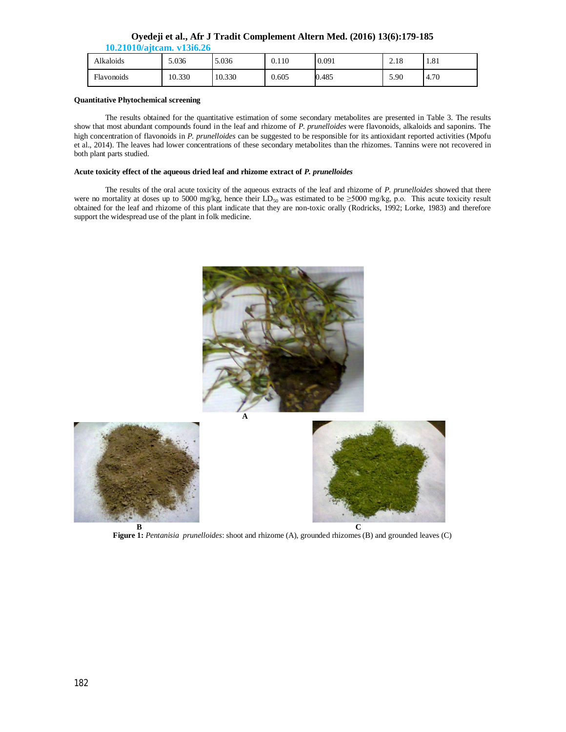| Alkaloids | 5.036 | 5.036 | 0.110 | 0.091 | 2.18 | 1.81 |
|---|---|---|---|---|---|---|
| Flavonoids | 10.330 | 10.330 | 0.605 | 0.485 | 5.90 | 4.70 |

#### Quantitative Phytochemical screening

The results obtained for the quantitative estimation of some secondary metabolites are presented in Table 3. The results show that most abundant compounds found in the leaf and rhizome of *P. prunelloides* were flavonoids, alkaloids and saponins. The high concentration of flavonoids in *P. prunelloides* can be suggested to be responsible for its antioxidant reported activities (Mpofu et al., 2014). The leaves had lower concentrations of these secondary metabolites than the rhizomes. Tannins were not recovered in both plant parts studied.

#### Acute toxicity effect of the aqueous dried leaf and rhizome extract of *P. prunelloides*

The results of the oral acute toxicity of the aqueous extracts of the leaf and rhizome of *P. prunelloides* showed that there were no mortality at doses up to 5000 mg/kg, hence their $LD_{50}$ was estimated to be $\geq$5000 mg/kg, p.o. This acute toxicity result obtained for the leaf and rhizome of this plant indicate that they are non-toxic orally (Rodricks, 1992; Lorke, 1983) and therefore support the widespread use of the plant in folk medicine.

A

B

C

**Figure 1:** *Pentanisia prunelloides*: shoot and rhizome (A), grounded rhizomes (B) and grounded leaves (C)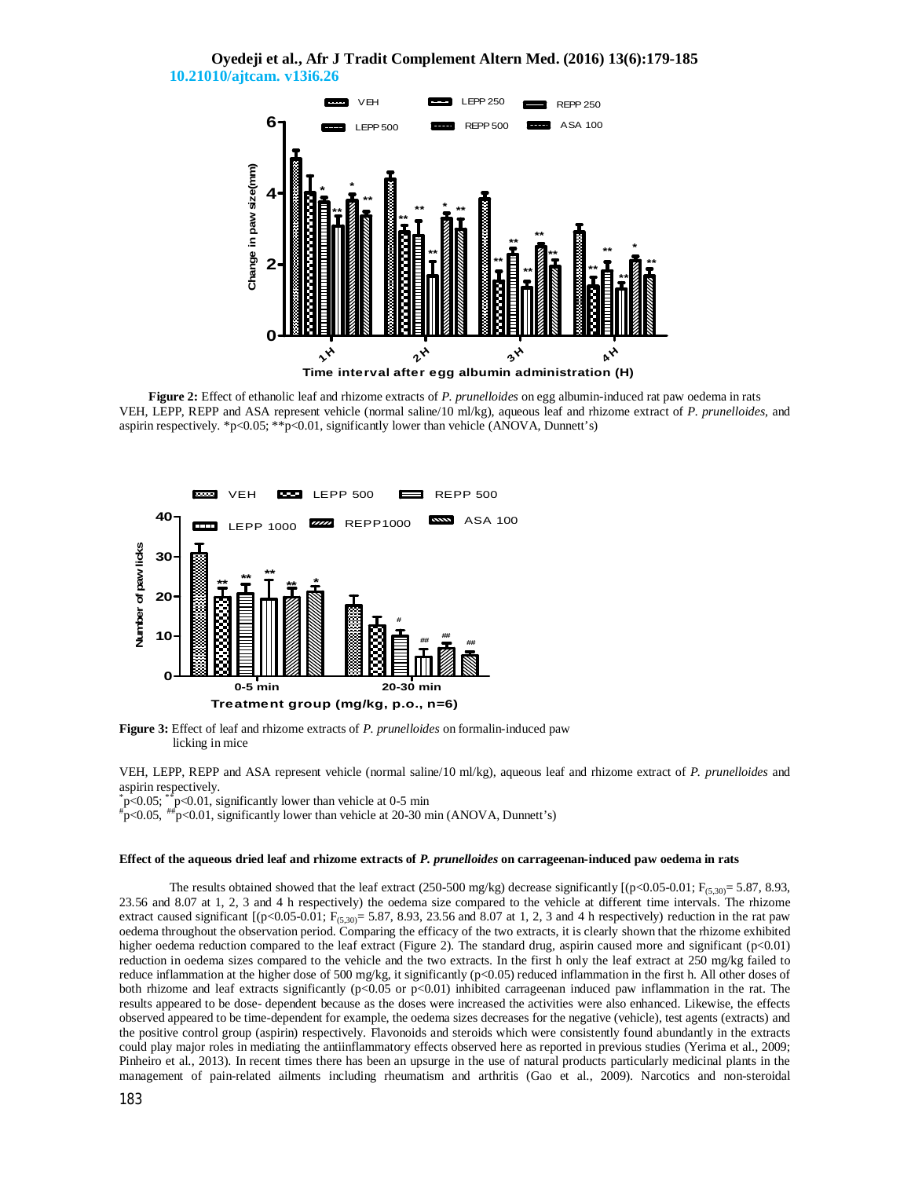**Figure 2:** Effect of ethanolic leaf and rhizome extracts of *P. prunelloides* on egg albumin-induced rat paw oedema in rats
VEH, LEPP, REPP and ASA represent vehicle (normal saline/10 ml/kg), aqueous leaf and rhizome extract of *P. prunelloides*, and aspirin respectively. *p<0.05; **p<0.01, significantly lower than vehicle (ANOVA, Dunnett's)

**Figure 3:** Effect of leaf and rhizome extracts of *P. prunelloides* on formalin-induced paw licking in mice

VEH, LEPP, REPP and ASA represent vehicle (normal saline/10 ml/kg), aqueous leaf and rhizome extract of *P. prunelloides* and aspirin respectively.
*p<0.05; **p<0.01, significantly lower than vehicle at 0-5 min
#p<0.05, ##p<0.01, significantly lower than vehicle at 20-30 min (ANOVA, Dunnett's)

**Effect of the aqueous dried leaf and rhizome extracts of *P. prunelloides* on carrageenan-induced paw oedema in rats**

The results obtained showed that the leaf extract (250-500 mg/kg) decrease significantly [(p<0.05-0.01; $F_{(5,30)}$= 5.87, 8.93, 23.56 and 8.07 at 1, 2, 3 and 4 h respectively) the oedema size compared to the vehicle at different time intervals. The rhizome extract caused significant [(p<0.05-0.01; $F_{(5,30)}$= 5.87, 8.93, 23.56 and 8.07 at 1, 2, 3 and 4 h respectively) reduction in the rat paw oedema throughout the observation period. Comparing the efficacy of the two extracts, it is clearly shown that the rhizome exhibited higher oedema reduction compared to the leaf extract (Figure 2). The standard drug, aspirin caused more and significant (p<0.01) reduction in oedema sizes compared to the vehicle and the two extracts. In the first h only the leaf extract at 250 mg/kg failed to reduce inflammation at the higher dose of 500 mg/kg, it significantly (p<0.05) reduced inflammation in the first h. All other doses of both rhizome and leaf extracts significantly (p<0.05 or p<0.01) inhibited carrageenan induced paw inflammation in the rat. The results appeared to be dose- dependent because as the doses were increased the activities were also enhanced. Likewise, the effects observed appeared to be time-dependent for example, the oedema sizes decreases for the negative (vehicle), test agents (extracts) and the positive control group (aspirin) respectively. Flavonoids and steroids which were consistently found abundantly in the extracts could play major roles in mediating the antiinflammatory effects observed here as reported in previous studies (Yerima et al., 2009; Pinheiro et al., 2013). In recent times there has been an upsurge in the use of natural products particularly medicinal plants in the management of pain-related ailments including rheumatism and arthritis (Gao et al., 2009). Narcotics and non-steroidal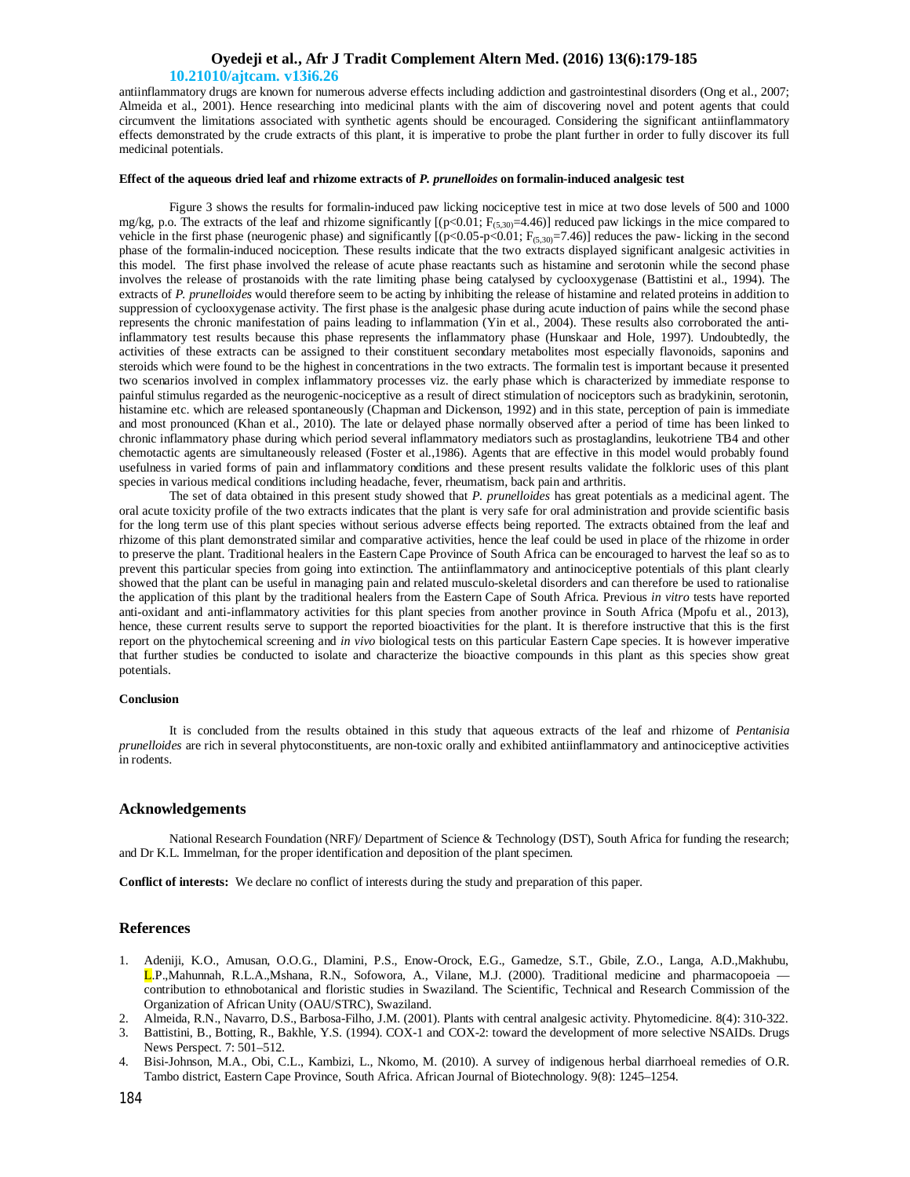antiinflammatory drugs are known for numerous adverse effects including addiction and gastrointestinal disorders (Ong et al., 2007; Almeida et al., 2001). Hence researching into medicinal plants with the aim of discovering novel and potent agents that could circumvent the limitations associated with synthetic agents should be encouraged. Considering the significant antiinflammatory effects demonstrated by the crude extracts of this plant, it is imperative to probe the plant further in order to fully discover its full medicinal potentials.

**Effect of the aqueous dried leaf and rhizome extracts of *P. prunelloides* on formalin-induced analgesic test**

Figure 3 shows the results for formalin-induced paw licking nociceptive test in mice at two dose levels of 500 and 1000 mg/kg, p.o. The extracts of the leaf and rhizome significantly [($p<0.01$; $F_{(5,30)}=4.46$)] reduced paw lickings in the mice compared to vehicle in the first phase (neurogenic phase) and significantly [($p<0.05$-$p<0.01$; $F_{(5,30)}=7.46$)] reduces the paw- licking in the second phase of the formalin-induced nociception. These results indicate that the two extracts displayed significant analgesic activities in this model. The first phase involved the release of acute phase reactants such as histamine and serotonin while the second phase involves the release of prostanoids with the rate limiting phase being catalysed by cyclooxygenase (Battistini et al., 1994). The extracts of *P. prunelloides* would therefore seem to be acting by inhibiting the release of histamine and related proteins in addition to suppression of cyclooxygenase activity. The first phase is the analgesic phase during acute induction of pains while the second phase represents the chronic manifestation of pains leading to inflammation (Yin et al., 2004). These results also corroborated the anti-inflammatory test results because this phase represents the inflammatory phase (Hunskaar and Hole, 1997). Undoubtedly, the activities of these extracts can be assigned to their constituent secondary metabolites most especially flavonoids, saponins and steroids which were found to be the highest in concentrations in the two extracts. The formalin test is important because it presented two scenarios involved in complex inflammatory processes viz. the early phase which is characterized by immediate response to painful stimulus regarded as the neurogenic-nociceptive as a result of direct stimulation of nociceptors such as bradykinin, serotonin, histamine etc. which are released spontaneously (Chapman and Dickenson, 1992) and in this state, perception of pain is immediate and most pronounced (Khan et al., 2010). The late or delayed phase normally observed after a period of time has been linked to chronic inflammatory phase during which period several inflammatory mediators such as prostaglandins, leukotriene TB4 and other chemotactic agents are simultaneously released (Foster et al.,1986). Agents that are effective in this model would probably found usefulness in varied forms of pain and inflammatory conditions and these present results validate the folkloric uses of this plant species in various medical conditions including headache, fever, rheumatism, back pain and arthritis.

The set of data obtained in this present study showed that *P. prunelloides* has great potentials as a medicinal agent. The oral acute toxicity profile of the two extracts indicates that the plant is very safe for oral administration and provide scientific basis for the long term use of this plant species without serious adverse effects being reported. The extracts obtained from the leaf and rhizome of this plant demonstrated similar and comparative activities, hence the leaf could be used in place of the rhizome in order to preserve the plant. Traditional healers in the Eastern Cape Province of South Africa can be encouraged to harvest the leaf so as to prevent this particular species from going into extinction. The antiinflammatory and antinociceptive potentials of this plant clearly showed that the plant can be useful in managing pain and related musculo-skeletal disorders and can therefore be used to rationalise the application of this plant by the traditional healers from the Eastern Cape of South Africa. Previous *in vitro* tests have reported anti-oxidant and anti-inflammatory activities for this plant species from another province in South Africa (Mpofu et al., 2013), hence, these current results serve to support the reported bioactivities for the plant. It is therefore instructive that this is the first report on the phytochemical screening and *in vivo* biological tests on this particular Eastern Cape species. It is however imperative that further studies be conducted to isolate and characterize the bioactive compounds in this plant as this species show great potentials.

**Conclusion**

It is concluded from the results obtained in this study that aqueous extracts of the leaf and rhizome of *Pentanisia prunelloides* are rich in several phytoconstituents, are non-toxic orally and exhibited antiinflammatory and antinociceptive activities in rodents.

## Acknowledgements

National Research Foundation (NRF)/ Department of Science & Technology (DST), South Africa for funding the research; and Dr K.L. Immelman, for the proper identification and deposition of the plant specimen.

**Conflict of interests:** We declare no conflict of interests during the study and preparation of this paper.

## References

1. Adeniji, K.O., Amusan, O.O.G., Dlamini, P.S., Enow-Orock, E.G., Gamedze, S.T., Gbile, Z.O., Langa, A.D.,Makhubu, L.P.,Mahunnah, R.L.A.,Mshana, R.N., Sofowora, A., Vilane, M.J. (2000). Traditional medicine and pharmacopoeia — contribution to ethnobotanical and floristic studies in Swaziland. The Scientific, Technical and Research Commission of the Organization of African Unity (OAU/STRC), Swaziland.
2. Almeida, R.N., Navarro, D.S., Barbosa-Filho, J.M. (2001). Plants with central analgesic activity. Phytomedicine. 8(4): 310-322.
3. Battistini, B., Botting, R., Bakhle, Y.S. (1994). COX-1 and COX-2: toward the development of more selective NSAIDs. Drugs News Perspect. 7: 501–512.
4. Bisi-Johnson, M.A., Obi, C.L., Kambizi, L., Nkomo, M. (2010). A survey of indigenous herbal diarrhoeal remedies of O.R. Tambo district, Eastern Cape Province, South Africa. African Journal of Biotechnology. 9(8): 1245–1254.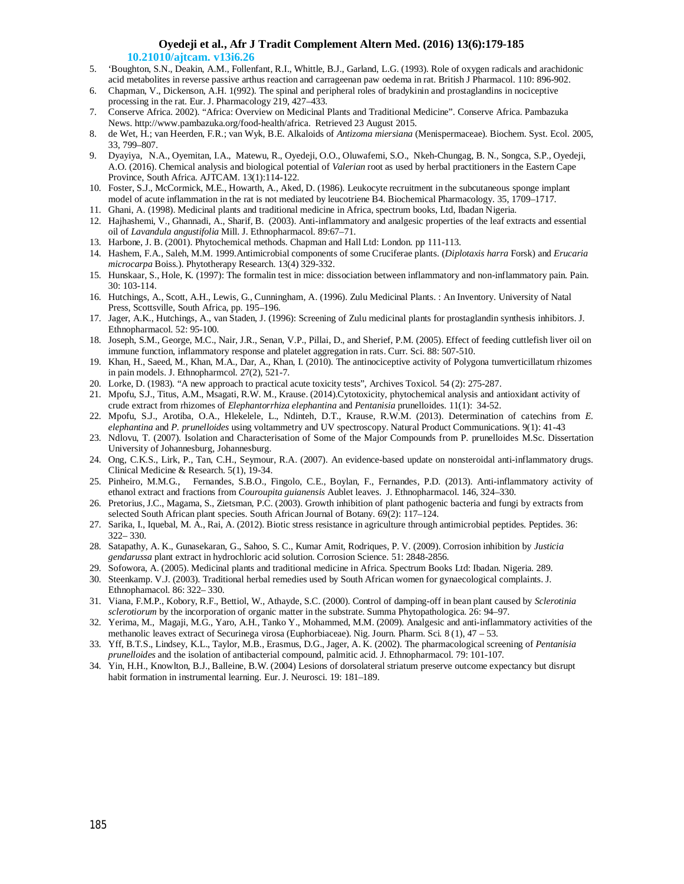5. ‘Boughton, S.N., Deakin, A.M., Follenfant, R.I., Whittle, B.J., Garland, L.G. (1993). Role of oxygen radicals and arachidonic acid metabolites in reverse passive arthus reaction and carrageenan paw oedema in rat. British J Pharmacol. 110: 896-902.
6. Chapman, V., Dickenson, A.H. 1(992). The spinal and peripheral roles of bradykinin and prostaglandins in nociceptive processing in the rat. Eur. J. Pharmacology 219, 427–433.
7. Conserve Africa. 2002). “Africa: Overview on Medicinal Plants and Traditional Medicine”. Conserve Africa. Pambazuka News. http://www.pambazuka.org/food-health/africa. Retrieved 23 August 2015.
8. de Wet, H.; van Heerden, F.R.; van Wyk, B.E. Alkaloids of *Antizoma miersiana* (Menispermaceae). Biochem. Syst. Ecol. 2005, 33, 799–807.
9. Dyayiya, N.A., Oyemitan, I.A., Matewu, R., Oyedeji, O.O., Oluwafemi, S.O., Nkeh-Chungag, B. N., Songca, S.P., Oyedeji, A.O. (2016). Chemical analysis and biological potential of *Valerian* root as used by herbal practitioners in the Eastern Cape Province, South Africa. AJTCAM. 13(1):114-122.
10. Foster, S.J., McCormick, M.E., Howarth, A., Aked, D. (1986). Leukocyte recruitment in the subcutaneous sponge implant model of acute inflammation in the rat is not mediated by leucotriene B4. Biochemical Pharmacology. 35, 1709–1717.
11. Ghani, A. (1998). Medicinal plants and traditional medicine in Africa, spectrum books, Ltd, Ibadan Nigeria.
12. Hajhashemi, V., Ghannadi, A., Sharif, B. (2003). Anti-inflammatory and analgesic properties of the leaf extracts and essential oil of *Lavandula angustifolia* Mill. J. Ethnopharmacol. 89:67–71.
13. Harbone, J. B. (2001). Phytochemical methods. Chapman and Hall Ltd: London. pp 111-113.
14. Hashem, F.A., Saleh, M.M. 1999.Antimicrobial components of some Cruciferae plants. (*Diplotaxis harra* Forsk) and *Erucaria microcarpa* Boiss.). Phytotherapy Research. 13(4) 329-332.
15. Hunskaar, S., Hole, K. (1997): The formalin test in mice: dissociation between inflammatory and non-inflammatory pain. Pain. 30: 103-114.
16. Hutchings, A., Scott, A.H., Lewis, G., Cunningham, A. (1996). Zulu Medicinal Plants. : An Inventory. University of Natal Press, Scottsville, South Africa, pp. 195–196.
17. Jager, A.K., Hutchings, A., van Staden, J. (1996): Screening of Zulu medicinal plants for prostaglandin synthesis inhibitors. J. Ethnopharmacol. 52: 95-100.
18. Joseph, S.M., George, M.C., Nair, J.R., Senan, V.P., Pillai, D., and Sherief, P.M. (2005). Effect of feeding cuttlefish liver oil on immune function, inflammatory response and platelet aggregation in rats. Curr. Sci. 88: 507-510.
19. Khan, H., Saeed, M., Khan, M.A., Dar, A., Khan, I. (2010). The antinociceptive activity of Polygona tumverticillatum rhizomes in pain models. J. Ethnopharmcol. 27(2), 521-7.
20. Lorke, D. (1983). “A new approach to practical acute toxicity tests”, Archives Toxicol. 54 (2): 275-287.
21. Mpofu, S.J., Titus, A.M., Msagati, R.W. M., Krause. (2014).Cytotoxicity, phytochemical analysis and antioxidant activity of crude extract from rhizomes of *Elephantorrhiza elephantina* and *Pentanisia* prunelloides. 11(1): 34-52.
22. Mpofu, S.J., Arotiba, O.A., Hlekelele, L., Ndinteh, D.T., Krause, R.W.M. (2013). Determination of catechins from *E. elephantina* and *P. prunelloides* using voltammetry and UV spectroscopy. Natural Product Communications. 9(1): 41-43
23. Ndlovu, T. (2007). Isolation and Characterisation of Some of the Major Compounds from P. prunelloides M.Sc. Dissertation University of Johannesburg, Johannesburg.
24. Ong, C.K.S., Lirk, P., Tan, C.H., Seymour, R.A. (2007). An evidence-based update on nonsteroidal anti-inflammatory drugs. Clinical Medicine & Research. 5(1), 19-34.
25. Pinheiro, M.M.G., Fernandes, S.B.O., Fingolo, C.E., Boylan, F., Fernandes, P.D. (2013). Anti-inflammatory activity of ethanol extract and fractions from *Couroupita guianensis* Aublet leaves. J. Ethnopharmacol. 146, 324–330.
26. Pretorius, J.C., Magama, S., Zietsman, P.C. (2003). Growth inhibition of plant pathogenic bacteria and fungi by extracts from selected South African plant species. South African Journal of Botany. 69(2): 117–124.
27. Sarika, I., Iquebal, M. A., Rai, A. (2012). Biotic stress resistance in agriculture through antimicrobial peptides. Peptides. 36: 322– 330.
28. Satapathy, A. K., Gunasekaran, G., Sahoo, S. C., Kumar Amit, Rodriques, P. V. (2009). Corrosion inhibition by *Justicia gendarussa* plant extract in hydrochloric acid solution. Corrosion Science. 51: 2848-2856.
29. Sofowora, A. (2005). Medicinal plants and traditional medicine in Africa. Spectrum Books Ltd: Ibadan. Nigeria. 289.
30. Steenkamp. V.J. (2003). Traditional herbal remedies used by South African women for gynaecological complaints. J. Ethnophamacol. 86: 322– 330.
31. Viana, F.M.P., Kobory, R.F., Bettiol, W., Athayde, S.C. (2000). Control of damping-off in bean plant caused by *Sclerotinia sclerotiorum* by the incorporation of organic matter in the substrate. Summa Phytopathologica. 26: 94–97.
32. Yerima, M., Magaji, M.G., Yaro, A.H., Tanko Y., Mohammed, M.M. (2009). Analgesic and anti-inflammatory activities of the methanolic leaves extract of Securinega virosa (Euphorbiaceae). Nig. Journ. Pharm. Sci. 8 (1), 47 – 53.
33. Yff, B.T.S., Lindsey, K.L., Taylor, M.B., Erasmus, D.G., Jager, A. K. (2002). The pharmacological screening of *Pentanisia prunelloides* and the isolation of antibacterial compound, palmitic acid. J. Ethnopharmacol. 79: 101-107.
34. Yin, H.H., Knowlton, B.J., Balleine, B.W. (2004) Lesions of dorsolateral striatum preserve outcome expectancy but disrupt habit formation in instrumental learning. Eur. J. Neurosci. 19: 181–189.